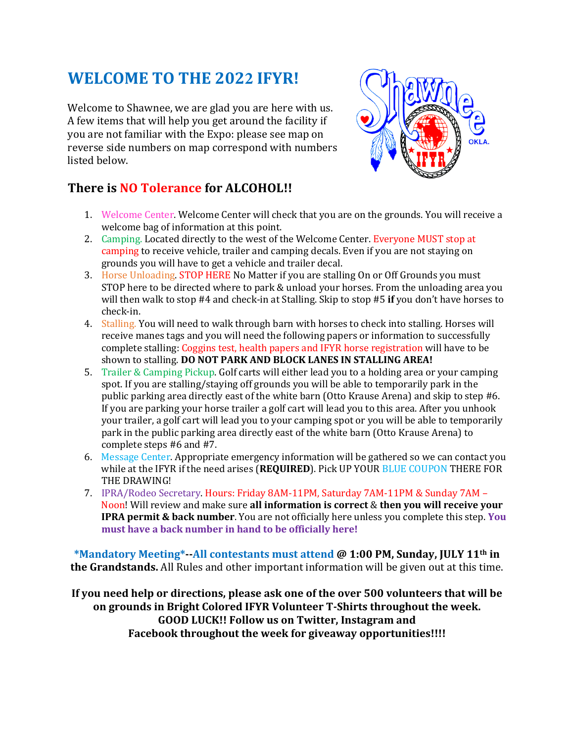# WELCOME TO THE 2022 IFYR!

Welcome to Shawnee, we are glad you are here with us. A few items that will help you get around the facility if you are not familiar with the Expo: please see map on reverse side numbers on map correspond with numbers listed below.

## There is NO Tolerance for ALCOHOL!!

1. Welcome Center. Welcome Center will check that you are on the grounds. You will receive a welcome bag of information at this point.
2. Camping. Located directly to the west of the Welcome Center. Everyone MUST stop at camping to receive vehicle, trailer and camping decals. Even if you are not staying on grounds you will have to get a vehicle and trailer decal.
3. Horse Unloading. STOP HERE No Matter if you are stalling On or Off Grounds you must STOP here to be directed where to park & unload your horses. From the unloading area you will then walk to stop #4 and check-in at Stalling. Skip to stop #5 **if** you don't have horses to check-in.
4. Stalling. You will need to walk through barn with horses to check into stalling. Horses will receive manes tags and you will need the following papers or information to successfully complete stalling: Coggins test, health papers and IFYR horse registration will have to be shown to stalling. **DO NOT PARK AND BLOCK LANES IN STALLING AREA!**
5. Trailer & Camping Pickup. Golf carts will either lead you to a holding area or your camping spot. If you are stalling/staying off grounds you will be able to temporarily park in the public parking area directly east of the white barn (Otto Krause Arena) and skip to step #6. If you are parking your horse trailer a golf cart will lead you to this area. After you unhook your trailer, a golf cart will lead you to your camping spot or you will be able to temporarily park in the public parking area directly east of the white barn (Otto Krause Arena) to complete steps #6 and #7.
6. Message Center. Appropriate emergency information will be gathered so we can contact you while at the IFYR if the need arises (**REQUIRED**). Pick UP YOUR BLUE COUPON THERE FOR THE DRAWING!
7. IPRA/Rodeo Secretary. Hours: Friday 8AM-11PM, Saturday 7AM-11PM & Sunday 7AM – Noon! Will review and make sure **all information is correct** & **then you will receive your IPRA permit & back number**. You are not officially here unless you complete this step. **You must have a back number in hand to be officially here!**

**\*Mandatory Meeting\*--All contestants must attend @ 1:00 PM, Sunday, JULY 11th in the Grandstands.** All Rules and other important information will be given out at this time.

**If you need help or directions, please ask one of the over 500 volunteers that will be on grounds in Bright Colored IFYR Volunteer T-Shirts throughout the week.**
**GOOD LUCK!! Follow us on Twitter, Instagram and Facebook throughout the week for giveaway opportunities!!!!**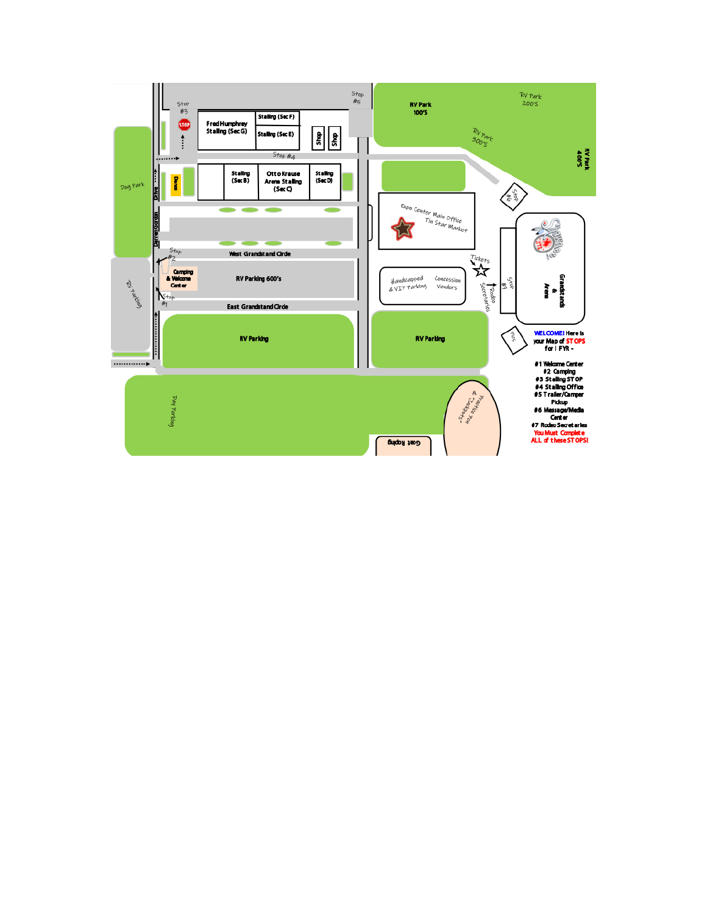Stop #3

STOP

Fred Humphrey Stalling (Sec G)

Stalling (Sec F)

Stalling (Sec E)

Shop

Shop

Stop #5

RV Park 100'S

RV Park 200'S

RV Park 300'S

RV Park 400'S

Stop #4

Dog Park

Darren Gordon Drive

Dance

Stalling (Sec B)

Otto Krause Arena Stalling (Sec C)

Stalling (Sec D)

Expo Center Main Office Tin Star Market

Stop #6

Stop #2

West Grandstand Circle

Camping & Welcome Center

RV Parking 600's

Stop #1

RV Parking

East Grandstand Circle

Tickets

Handicapped & VIP Parking

Concession Vendors

Rodeo Secretaries

Stop #7

Grandstands & Arena

RV Parking

RV Parking

Pros

WELCOME! Here is your Map of STOPS for I FYR -

#1 Welcome Center
#2 Camping
#3 Stalling STOP
#4 Stalling Office
#5 Trailer/Camper Pickup
#6 Message/Media Center
#7 Rodeo Secretaries

You Must Complete ALL of these STOPS!

Day Parking

Goat Roping

Practice Pen & "Subtropics"